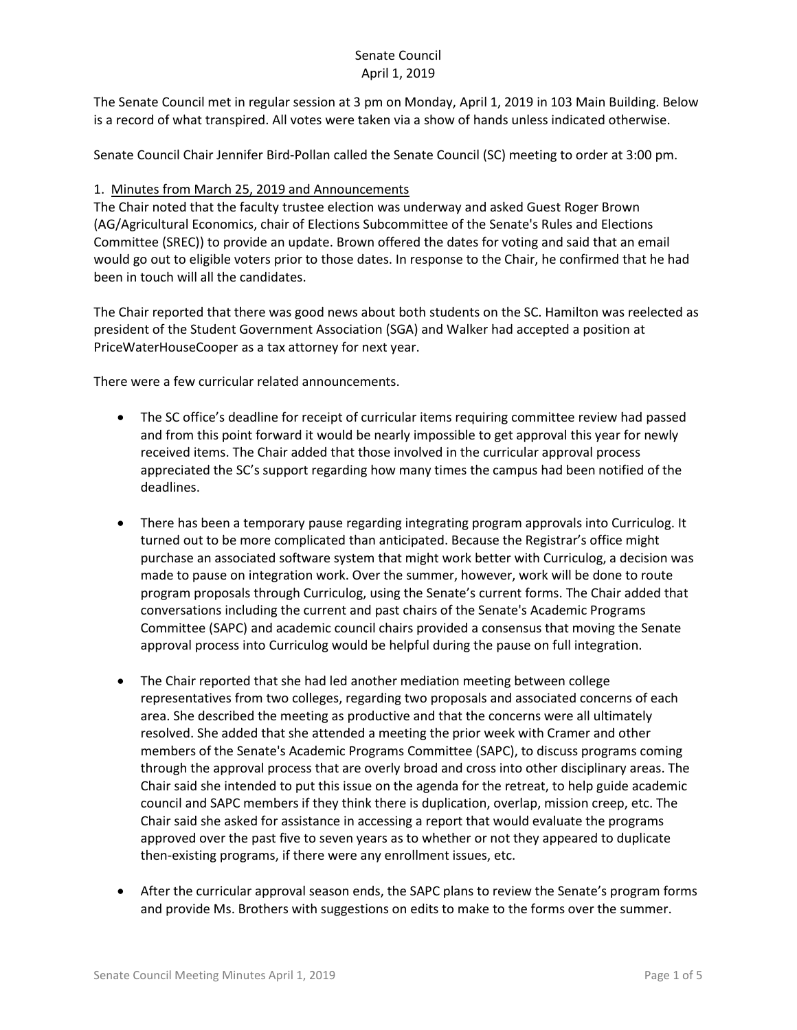# Senate Council
## April 1, 2019

The Senate Council met in regular session at 3 pm on Monday, April 1, 2019 in 103 Main Building. Below is a record of what transpired. All votes were taken via a show of hands unless indicated otherwise.

Senate Council Chair Jennifer Bird-Pollan called the Senate Council (SC) meeting to order at 3:00 pm.

1. Minutes from March 25, 2019 and Announcements

The Chair noted that the faculty trustee election was underway and asked Guest Roger Brown (AG/Agricultural Economics, chair of Elections Subcommittee of the Senate's Rules and Elections Committee (SREC)) to provide an update. Brown offered the dates for voting and said that an email would go out to eligible voters prior to those dates. In response to the Chair, he confirmed that he had been in touch will all the candidates.

The Chair reported that there was good news about both students on the SC. Hamilton was reelected as president of the Student Government Association (SGA) and Walker had accepted a position at PriceWaterHouseCooper as a tax attorney for next year.

There were a few curricular related announcements.

- The SC office's deadline for receipt of curricular items requiring committee review had passed and from this point forward it would be nearly impossible to get approval this year for newly received items. The Chair added that those involved in the curricular approval process appreciated the SC's support regarding how many times the campus had been notified of the deadlines.

- There has been a temporary pause regarding integrating program approvals into Curriculog. It turned out to be more complicated than anticipated. Because the Registrar's office might purchase an associated software system that might work better with Curriculog, a decision was made to pause on integration work. Over the summer, however, work will be done to route program proposals through Curriculog, using the Senate's current forms. The Chair added that conversations including the current and past chairs of the Senate's Academic Programs Committee (SAPC) and academic council chairs provided a consensus that moving the Senate approval process into Curriculog would be helpful during the pause on full integration.

- The Chair reported that she had led another mediation meeting between college representatives from two colleges, regarding two proposals and associated concerns of each area. She described the meeting as productive and that the concerns were all ultimately resolved. She added that she attended a meeting the prior week with Cramer and other members of the Senate's Academic Programs Committee (SAPC), to discuss programs coming through the approval process that are overly broad and cross into other disciplinary areas. The Chair said she intended to put this issue on the agenda for the retreat, to help guide academic council and SAPC members if they think there is duplication, overlap, mission creep, etc. The Chair said she asked for assistance in accessing a report that would evaluate the programs approved over the past five to seven years as to whether or not they appeared to duplicate then-existing programs, if there were any enrollment issues, etc.

- After the curricular approval season ends, the SAPC plans to review the Senate's program forms and provide Ms. Brothers with suggestions on edits to make to the forms over the summer.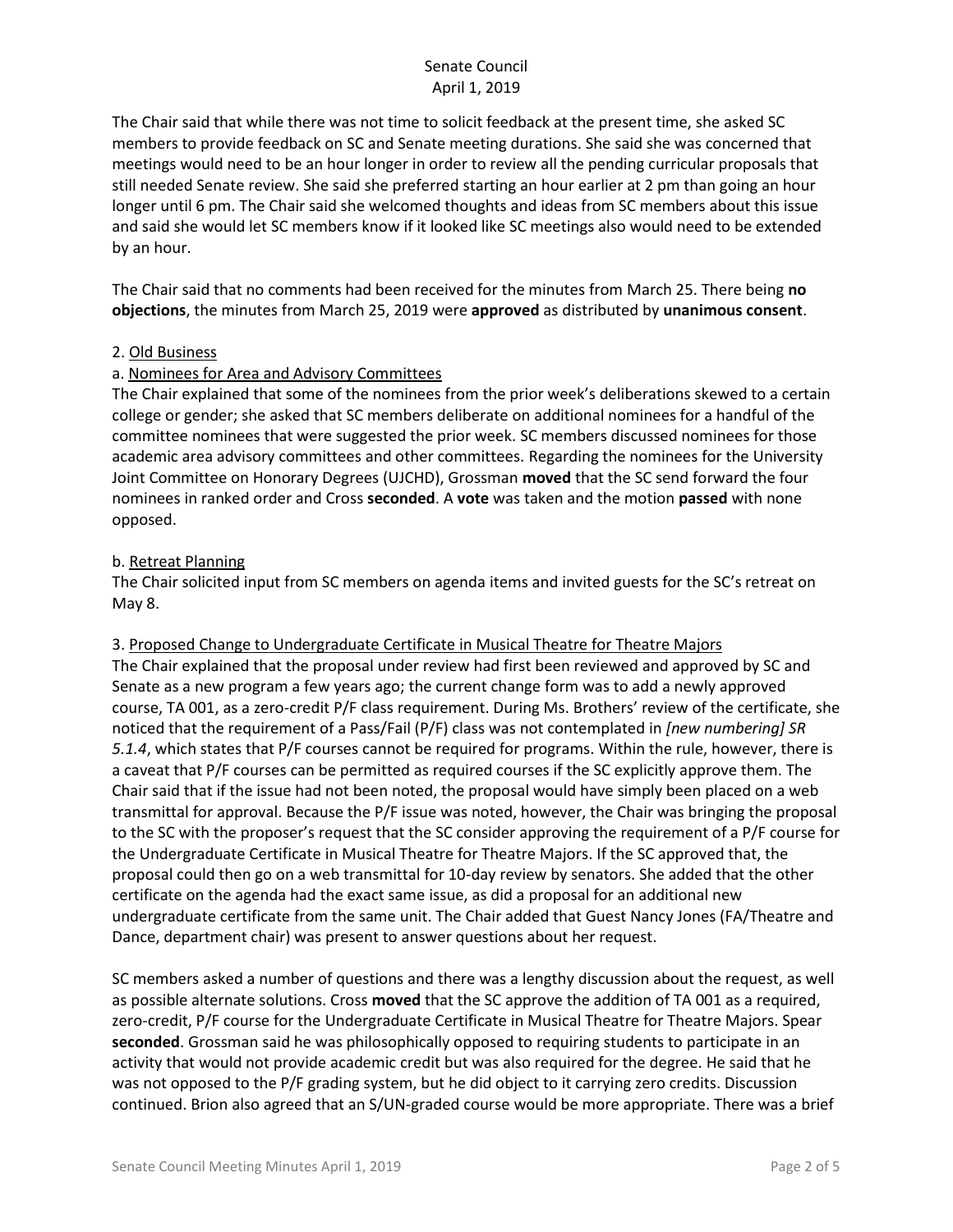The Chair said that while there was not time to solicit feedback at the present time, she asked SC members to provide feedback on SC and Senate meeting durations. She said she was concerned that meetings would need to be an hour longer in order to review all the pending curricular proposals that still needed Senate review. She said she preferred starting an hour earlier at 2 pm than going an hour longer until 6 pm. The Chair said she welcomed thoughts and ideas from SC members about this issue and said she would let SC members know if it looked like SC meetings also would need to be extended by an hour.

The Chair said that no comments had been received for the minutes from March 25. There being **no objections**, the minutes from March 25, 2019 were **approved** as distributed by **unanimous consent**.

2. Old Business

a. Nominees for Area and Advisory Committees

The Chair explained that some of the nominees from the prior week's deliberations skewed to a certain college or gender; she asked that SC members deliberate on additional nominees for a handful of the committee nominees that were suggested the prior week. SC members discussed nominees for those academic area advisory committees and other committees. Regarding the nominees for the University Joint Committee on Honorary Degrees (UJCHD), Grossman **moved** that the SC send forward the four nominees in ranked order and Cross **seconded**. A **vote** was taken and the motion **passed** with none opposed.

b. Retreat Planning

The Chair solicited input from SC members on agenda items and invited guests for the SC's retreat on May 8.

3. Proposed Change to Undergraduate Certificate in Musical Theatre for Theatre Majors

The Chair explained that the proposal under review had first been reviewed and approved by SC and Senate as a new program a few years ago; the current change form was to add a newly approved course, TA 001, as a zero-credit P/F class requirement. During Ms. Brothers' review of the certificate, she noticed that the requirement of a Pass/Fail (P/F) class was not contemplated in *[new numbering] SR 5.1.4*, which states that P/F courses cannot be required for programs. Within the rule, however, there is a caveat that P/F courses can be permitted as required courses if the SC explicitly approve them. The Chair said that if the issue had not been noted, the proposal would have simply been placed on a web transmittal for approval. Because the P/F issue was noted, however, the Chair was bringing the proposal to the SC with the proposer's request that the SC consider approving the requirement of a P/F course for the Undergraduate Certificate in Musical Theatre for Theatre Majors. If the SC approved that, the proposal could then go on a web transmittal for 10-day review by senators. She added that the other certificate on the agenda had the exact same issue, as did a proposal for an additional new undergraduate certificate from the same unit. The Chair added that Guest Nancy Jones (FA/Theatre and Dance, department chair) was present to answer questions about her request.

SC members asked a number of questions and there was a lengthy discussion about the request, as well as possible alternate solutions. Cross **moved** that the SC approve the addition of TA 001 as a required, zero-credit, P/F course for the Undergraduate Certificate in Musical Theatre for Theatre Majors. Spear **seconded**. Grossman said he was philosophically opposed to requiring students to participate in an activity that would not provide academic credit but was also required for the degree. He said that he was not opposed to the P/F grading system, but he did object to it carrying zero credits. Discussion continued. Brion also agreed that an S/UN-graded course would be more appropriate. There was a brief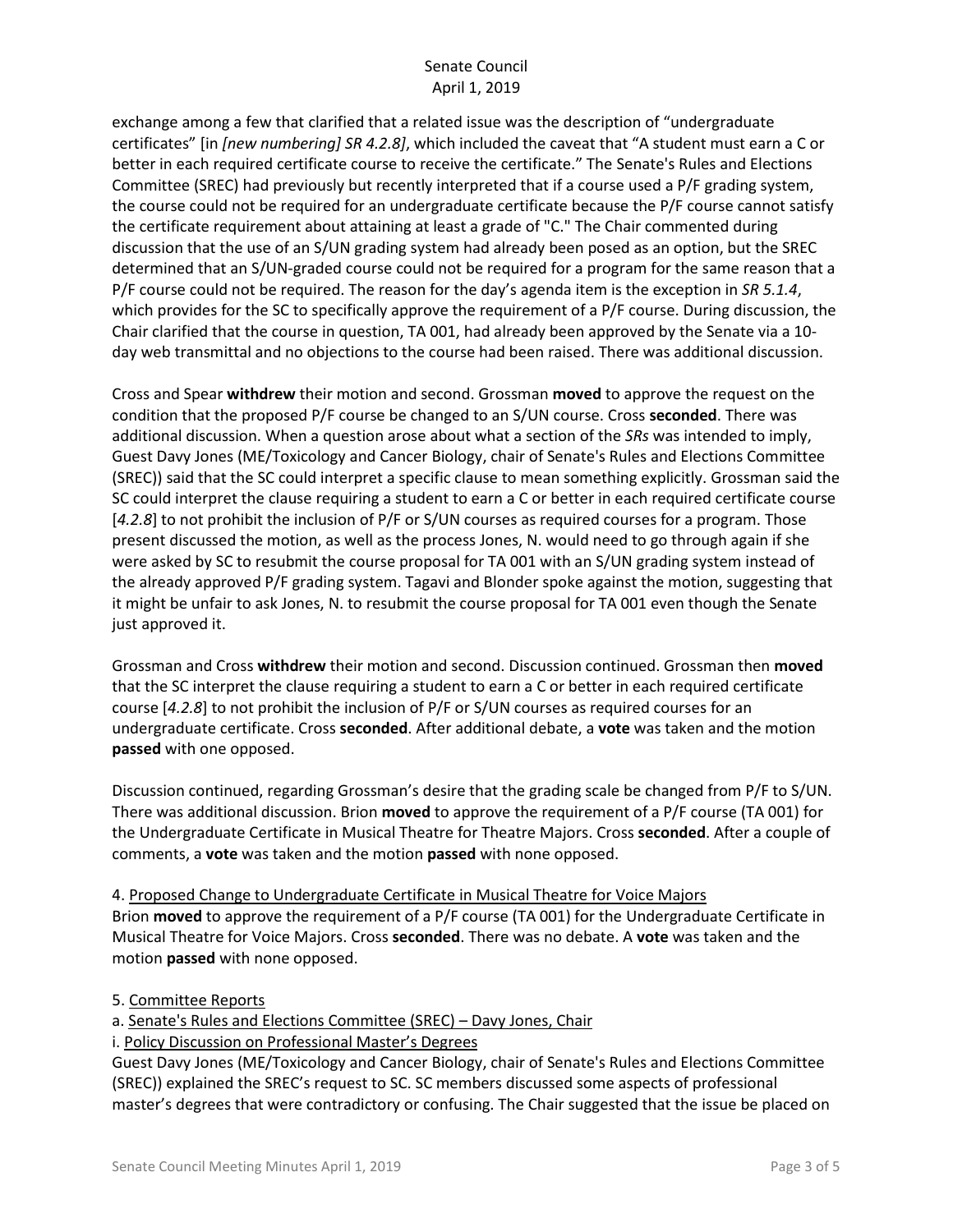exchange among a few that clarified that a related issue was the description of "undergraduate certificates" [in *[new numbering] SR 4.2.8]*, which included the caveat that "A student must earn a C or better in each required certificate course to receive the certificate." The Senate's Rules and Elections Committee (SREC) had previously but recently interpreted that if a course used a P/F grading system, the course could not be required for an undergraduate certificate because the P/F course cannot satisfy the certificate requirement about attaining at least a grade of "C." The Chair commented during discussion that the use of an S/UN grading system had already been posed as an option, but the SREC determined that an S/UN-graded course could not be required for a program for the same reason that a P/F course could not be required. The reason for the day's agenda item is the exception in *SR 5.1.4*, which provides for the SC to specifically approve the requirement of a P/F course. During discussion, the Chair clarified that the course in question, TA 001, had already been approved by the Senate via a 10-day web transmittal and no objections to the course had been raised. There was additional discussion.

Cross and Spear **withdrew** their motion and second. Grossman **moved** to approve the request on the condition that the proposed P/F course be changed to an S/UN course. Cross **seconded**. There was additional discussion. When a question arose about what a section of the *SRs* was intended to imply, Guest Davy Jones (ME/Toxicology and Cancer Biology, chair of Senate's Rules and Elections Committee (SREC)) said that the SC could interpret a specific clause to mean something explicitly. Grossman said the SC could interpret the clause requiring a student to earn a C or better in each required certificate course [*4.2.8*] to not prohibit the inclusion of P/F or S/UN courses as required courses for a program. Those present discussed the motion, as well as the process Jones, N. would need to go through again if she were asked by SC to resubmit the course proposal for TA 001 with an S/UN grading system instead of the already approved P/F grading system. Tagavi and Blonder spoke against the motion, suggesting that it might be unfair to ask Jones, N. to resubmit the course proposal for TA 001 even though the Senate just approved it.

Grossman and Cross **withdrew** their motion and second. Discussion continued. Grossman then **moved** that the SC interpret the clause requiring a student to earn a C or better in each required certificate course [*4.2.8*] to not prohibit the inclusion of P/F or S/UN courses as required courses for an undergraduate certificate. Cross **seconded**. After additional debate, a **vote** was taken and the motion **passed** with one opposed.

Discussion continued, regarding Grossman's desire that the grading scale be changed from P/F to S/UN. There was additional discussion. Brion **moved** to approve the requirement of a P/F course (TA 001) for the Undergraduate Certificate in Musical Theatre for Theatre Majors. Cross **seconded**. After a couple of comments, a **vote** was taken and the motion **passed** with none opposed.

4. Proposed Change to Undergraduate Certificate in Musical Theatre for Voice Majors

Brion **moved** to approve the requirement of a P/F course (TA 001) for the Undergraduate Certificate in Musical Theatre for Voice Majors. Cross **seconded**. There was no debate. A **vote** was taken and the motion **passed** with none opposed.

5. Committee Reports

a. Senate's Rules and Elections Committee (SREC) – Davy Jones, Chair

i. Policy Discussion on Professional Master's Degrees

Guest Davy Jones (ME/Toxicology and Cancer Biology, chair of Senate's Rules and Elections Committee (SREC)) explained the SREC's request to SC. SC members discussed some aspects of professional master's degrees that were contradictory or confusing. The Chair suggested that the issue be placed on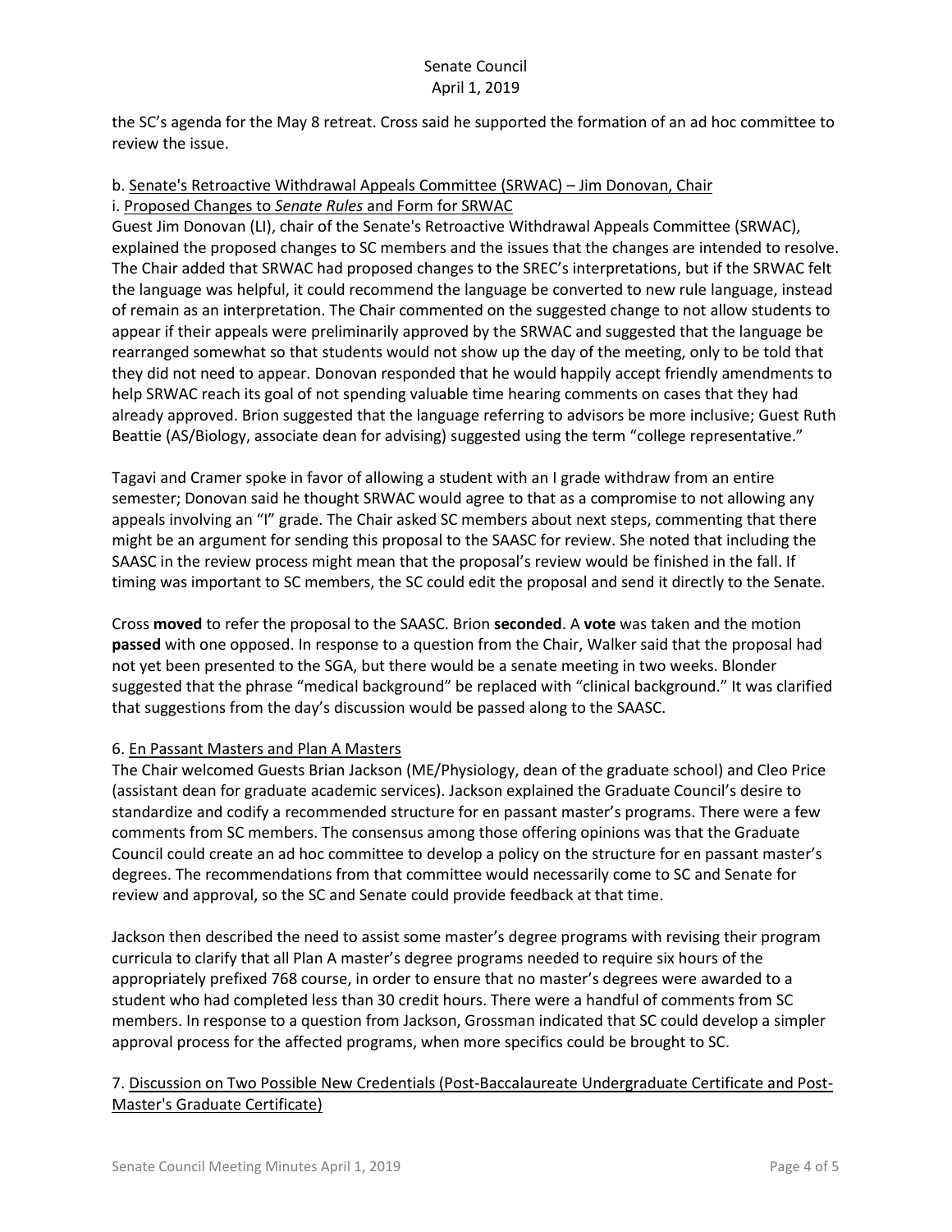the SC's agenda for the May 8 retreat. Cross said he supported the formation of an ad hoc committee to review the issue.

b. Senate's Retroactive Withdrawal Appeals Committee (SRWAC) – Jim Donovan, Chair

i. Proposed Changes to *Senate Rules* and Form for SRWAC

Guest Jim Donovan (LI), chair of the Senate's Retroactive Withdrawal Appeals Committee (SRWAC), explained the proposed changes to SC members and the issues that the changes are intended to resolve. The Chair added that SRWAC had proposed changes to the SREC's interpretations, but if the SRWAC felt the language was helpful, it could recommend the language be converted to new rule language, instead of remain as an interpretation. The Chair commented on the suggested change to not allow students to appear if their appeals were preliminarily approved by the SRWAC and suggested that the language be rearranged somewhat so that students would not show up the day of the meeting, only to be told that they did not need to appear. Donovan responded that he would happily accept friendly amendments to help SRWAC reach its goal of not spending valuable time hearing comments on cases that they had already approved. Brion suggested that the language referring to advisors be more inclusive; Guest Ruth Beattie (AS/Biology, associate dean for advising) suggested using the term "college representative."

Tagavi and Cramer spoke in favor of allowing a student with an I grade withdraw from an entire semester; Donovan said he thought SRWAC would agree to that as a compromise to not allowing any appeals involving an "I" grade. The Chair asked SC members about next steps, commenting that there might be an argument for sending this proposal to the SAASC for review. She noted that including the SAASC in the review process might mean that the proposal's review would be finished in the fall. If timing was important to SC members, the SC could edit the proposal and send it directly to the Senate.

Cross **moved** to refer the proposal to the SAASC. Brion **seconded**. A **vote** was taken and the motion **passed** with one opposed. In response to a question from the Chair, Walker said that the proposal had not yet been presented to the SGA, but there would be a senate meeting in two weeks. Blonder suggested that the phrase "medical background" be replaced with "clinical background." It was clarified that suggestions from the day's discussion would be passed along to the SAASC.

6. En Passant Masters and Plan A Masters

The Chair welcomed Guests Brian Jackson (ME/Physiology, dean of the graduate school) and Cleo Price (assistant dean for graduate academic services). Jackson explained the Graduate Council's desire to standardize and codify a recommended structure for en passant master's programs. There were a few comments from SC members. The consensus among those offering opinions was that the Graduate Council could create an ad hoc committee to develop a policy on the structure for en passant master's degrees. The recommendations from that committee would necessarily come to SC and Senate for review and approval, so the SC and Senate could provide feedback at that time.

Jackson then described the need to assist some master's degree programs with revising their program curricula to clarify that all Plan A master's degree programs needed to require six hours of the appropriately prefixed 768 course, in order to ensure that no master's degrees were awarded to a student who had completed less than 30 credit hours. There were a handful of comments from SC members. In response to a question from Jackson, Grossman indicated that SC could develop a simpler approval process for the affected programs, when more specifics could be brought to SC.

7. Discussion on Two Possible New Credentials (Post-Baccalaureate Undergraduate Certificate and Post-Master's Graduate Certificate)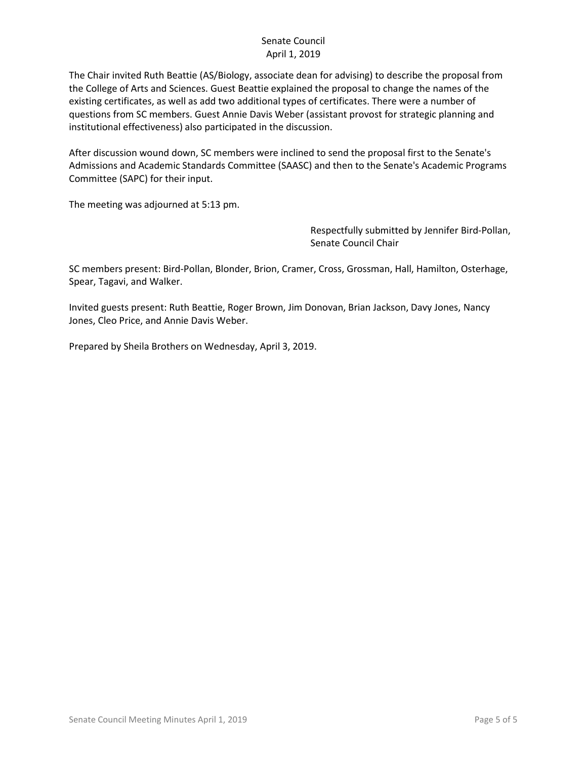The Chair invited Ruth Beattie (AS/Biology, associate dean for advising) to describe the proposal from the College of Arts and Sciences. Guest Beattie explained the proposal to change the names of the existing certificates, as well as add two additional types of certificates. There were a number of questions from SC members. Guest Annie Davis Weber (assistant provost for strategic planning and institutional effectiveness) also participated in the discussion.

After discussion wound down, SC members were inclined to send the proposal first to the Senate's Admissions and Academic Standards Committee (SAASC) and then to the Senate's Academic Programs Committee (SAPC) for their input.

The meeting was adjourned at 5:13 pm.

Respectfully submitted by Jennifer Bird-Pollan,
Senate Council Chair

SC members present: Bird-Pollan, Blonder, Brion, Cramer, Cross, Grossman, Hall, Hamilton, Osterhage, Spear, Tagavi, and Walker.

Invited guests present: Ruth Beattie, Roger Brown, Jim Donovan, Brian Jackson, Davy Jones, Nancy Jones, Cleo Price, and Annie Davis Weber.

Prepared by Sheila Brothers on Wednesday, April 3, 2019.